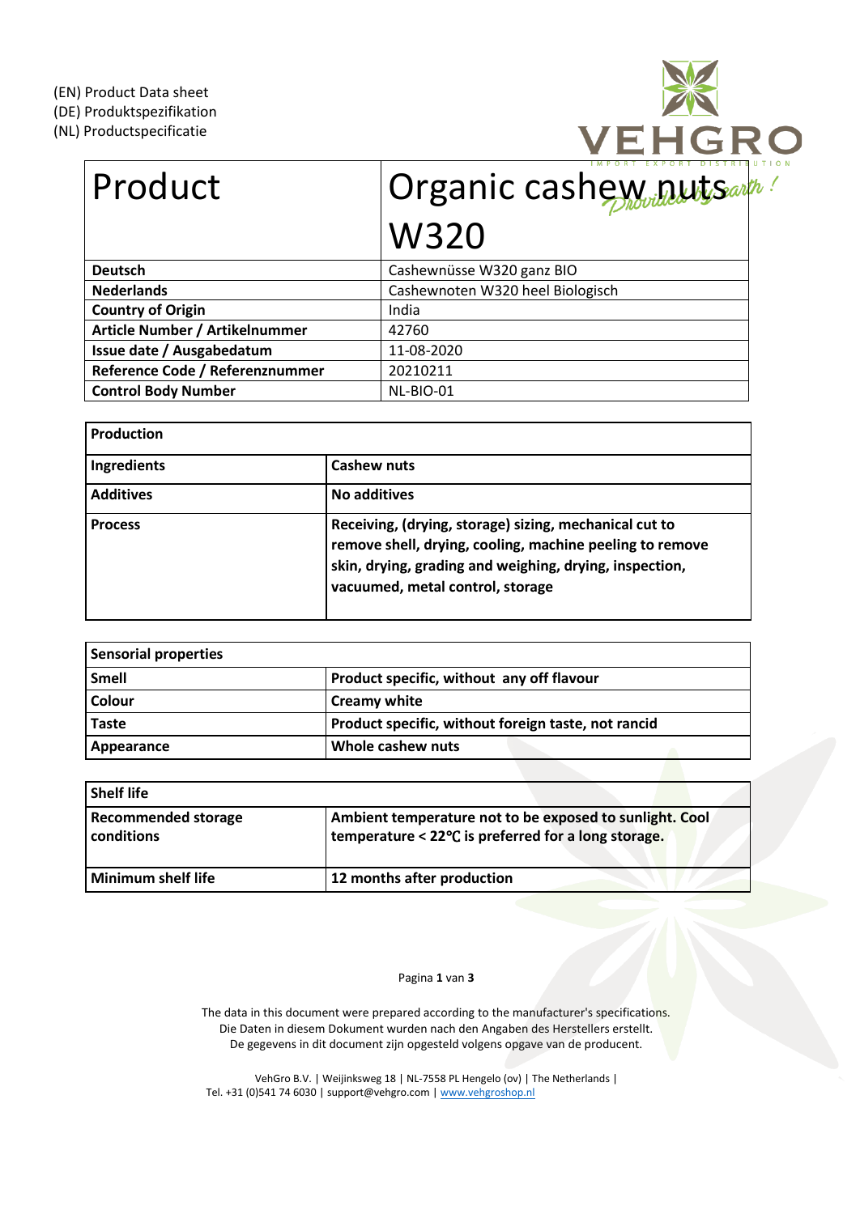(EN) Product Data sheet
(DE) Produktspezifikation
(NL) Productspecificatie

| Product | Organic cashew nuts W320 |
|---|---|
| **Deutsch** | Cashewnüsse W320 ganz BIO |
| **Nederlands** | Cashewnoten W320 heel Biologisch |
| **Country of Origin** | India |
| **Article Number / Artikelnummer** | 42760 |
| **Issue date / Ausgabedatum** | 11-08-2020 |
| **Reference Code / Referenznummer** | 20210211 |
| **Control Body Number** | NL-BIO-01 |

| **Production** | |
|---|---|
| **Ingredients** | **Cashew nuts** |
| **Additives** | **No additives** |
| **Process** | **Receiving, (drying, storage) sizing, mechanical cut to remove shell, drying, cooling, machine peeling to remove skin, drying, grading and weighing, drying, inspection, vacuumed, metal control, storage** |

| **Sensorial properties** | |
|---|---|
| **Smell** | **Product specific, without any off flavour** |
| **Colour** | **Creamy white** |
| **Taste** | **Product specific, without foreign taste, not rancid** |
| **Appearance** | **Whole cashew nuts** |

| **Shelf life** | |
|---|---|
| **Recommended storage conditions** | **Ambient temperature not to be exposed to sunlight. Cool temperature < 22℃ is preferred for a long storage.** |
| **Minimum shelf life** | **12 months after production** |

The data in this document were prepared according to the manufacturer's specifications.
Die Daten in diesem Dokument wurden nach den Angaben des Herstellers erstellt.
De gegevens in dit document zijn opgesteld volgens opgave van de producent.

VehGro B.V. | Weijinksweg 18 | NL-7558 PL Hengelo (ov) | The Netherlands |
Tel. +31 (0)541 74 6030 | support@vehgro.com | www.vehgroshop.nl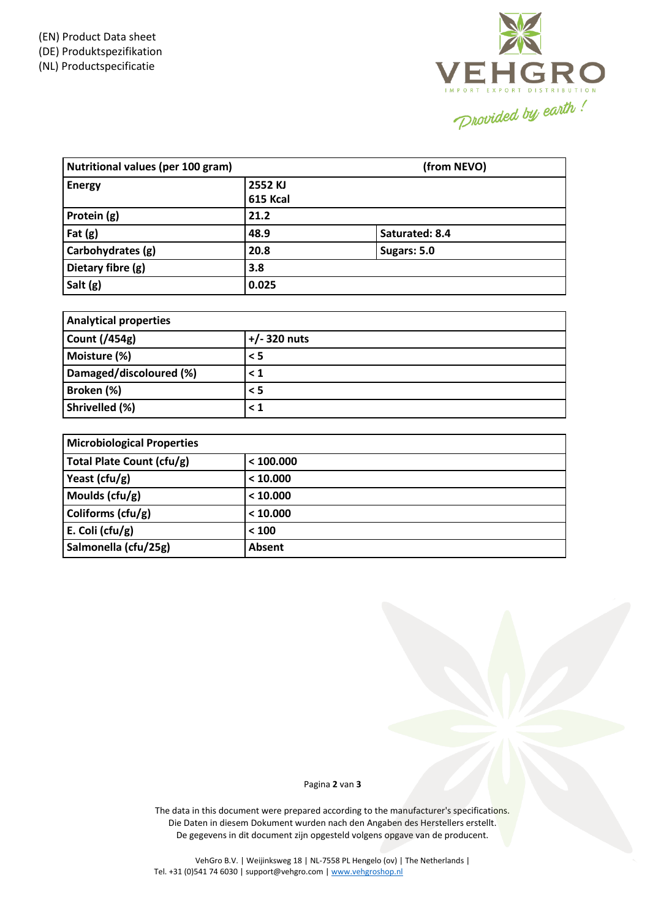(EN) Product Data sheet
(DE) Produktspezifikation
(NL) Productspecificatie

VEHGRO
IMPORT EXPORT DISTRIBUTION
*Provided by earth !*

| Nutritional values (per 100 gram) | (from NEVO) | |
|---|---|---|
| **Energy** | **2552 KJ** **615 Kcal** | |
| **Protein (g)** | **21.2** | |
| **Fat (g)** | **48.9** | **Saturated: 8.4** |
| **Carbohydrates (g)** | **20.8** | **Sugars: 5.0** |
| **Dietary fibre (g)** | **3.8** | |
| **Salt (g)** | **0.025** | |

| Analytical properties | |
|---|---|
| **Count (/454g)** | **+/- 320 nuts** |
| **Moisture (%)** | **< 5** |
| **Damaged/discoloured (%)** | **< 1** |
| **Broken (%)** | **< 5** |
| **Shrivelled (%)** | **< 1** |

| Microbiological Properties | |
|---|---|
| **Total Plate Count (cfu/g)** | **< 100.000** |
| **Yeast (cfu/g)** | **< 10.000** |
| **Moulds (cfu/g)** | **< 10.000** |
| **Coliforms (cfu/g)** | **< 10.000** |
| **E. Coli (cfu/g)** | **< 100** |
| **Salmonella (cfu/25g)** | **Absent** |

The data in this document were prepared according to the manufacturer's specifications.
Die Daten in diesem Dokument wurden nach den Angaben des Herstellers erstellt.
De gegevens in dit document zijn opgesteld volgens opgave van de producent.

VehGro B.V. | Weijinksweg 18 | NL-7558 PL Hengelo (ov) | The Netherlands |
Tel. +31 (0)541 74 6030 | support@vehgro.com | www.vehgroshop.nl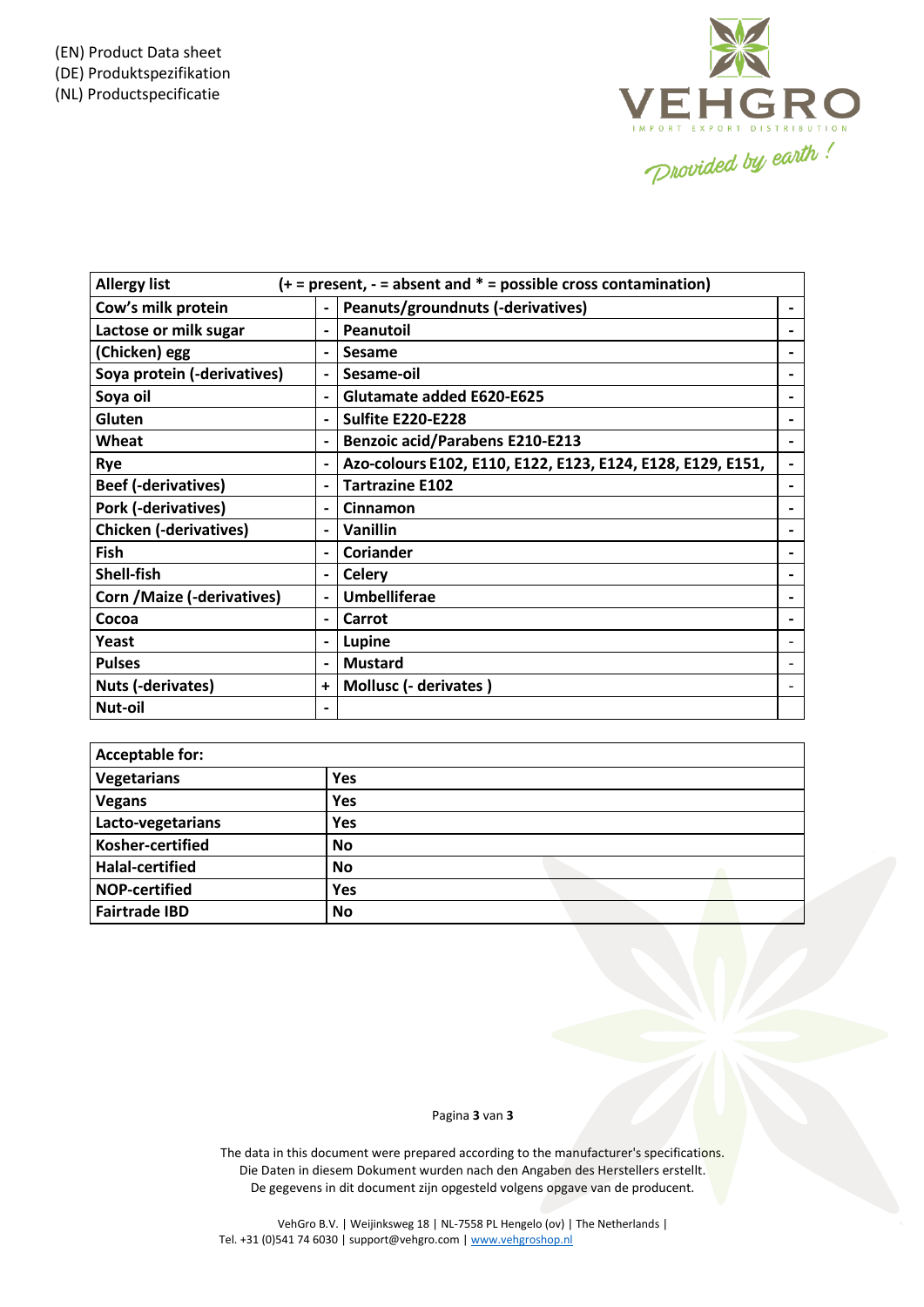(EN) Product Data sheet
(DE) Produktspezifikation
(NL) Productspecificatie

| Allergy list | (+ = present, - = absent and * = possible cross contamination) | | |
|---|---|---|---|
| Cow's milk protein | - | Peanuts/groundnuts (-derivatives) | - |
| Lactose or milk sugar | - | Peanutoil | - |
| (Chicken) egg | - | Sesame | - |
| Soya protein (-derivatives) | - | Sesame-oil | - |
| Soya oil | - | Glutamate added E620-E625 | - |
| Gluten | - | Sulfite E220-E228 | - |
| Wheat | - | Benzoic acid/Parabens E210-E213 | - |
| Rye | - | Azo-colours E102, E110, E122, E123, E124, E128, E129, E151, | - |
| Beef (-derivatives) | - | Tartrazine E102 | - |
| Pork (-derivatives) | - | Cinnamon | - |
| Chicken (-derivatives) | - | Vanillin | - |
| Fish | - | Coriander | - |
| Shell-fish | - | Celery | - |
| Corn /Maize (-derivatives) | - | Umbelliferae | - |
| Cocoa | - | Carrot | - |
| Yeast | - | Lupine | - |
| Pulses | - | Mustard | - |
| Nuts (-derivates) | + | Mollusc (- derivates ) | - |
| Nut-oil | - | | |

| Acceptable for: | |
|---|---|
| Vegetarians | Yes |
| Vegans | Yes |
| Lacto-vegetarians | Yes |
| Kosher-certified | No |
| Halal-certified | No |
| NOP-certified | Yes |
| Fairtrade IBD | No |

The data in this document were prepared according to the manufacturer's specifications.
Die Daten in diesem Dokument wurden nach den Angaben des Herstellers erstellt.
De gegevens in dit document zijn opgesteld volgens opgave van de producent.

VehGro B.V. | Weijinksweg 18 | NL-7558 PL Hengelo (ov) | The Netherlands |
Tel. +31 (0)541 74 6030 | support@vehgro.com | www.vehgroshop.nl